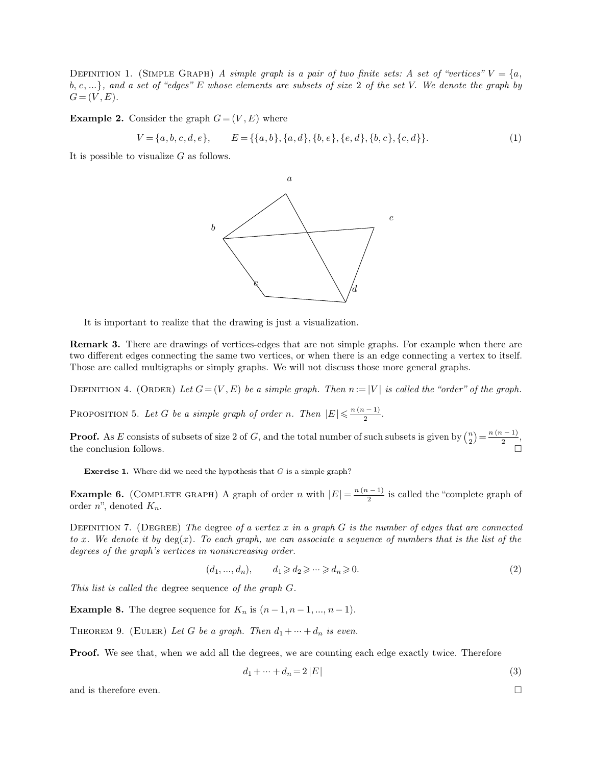Definition 1. (Simple Graph) *A simple graph is a pair of two finite sets: A set of "vertices" $V = \{a, b, c, ...\}$, and a set of "edges" $E$ whose elements are subsets of size 2 of the set $V$. We denote the graph by $G = (V, E)$.*

**Example 2.** Consider the graph $G = (V, E)$ where

$$V = \{a, b, c, d, e\}, \qquad E = \{\{a, b\}, \{a, d\}, \{b, e\}, \{e, d\}, \{b, c\}, \{c, d\}\}. \tag{1}$$

It is possible to visualize $G$ as follows.

It is important to realize that the drawing is just a visualization.

**Remark 3.** There are drawings of vertices-edges that are not simple graphs. For example when there are two different edges connecting the same two vertices, or when there is an edge connecting a vertex to itself. Those are called multigraphs or simply graphs. We will not discuss those more general graphs.

Definition 4. (Order) *Let $G = (V, E)$ be a simple graph. Then $n := |V|$ is called the "order" of the graph.*

Proposition 5. *Let $G$ be a simple graph of order $n$. Then $|E| \leqslant \frac{n(n-1)}{2}$.*

**Proof.** As $E$ consists of subsets of size 2 of $G$, and the total number of such subsets is given by $\binom{n}{2} = \frac{n(n-1)}{2}$, the conclusion follows. □

**Exercise 1.** Where did we need the hypothesis that $G$ is a simple graph?

**Example 6.** (Complete graph) A graph of order $n$ with $|E| = \frac{n(n-1)}{2}$ is called the "complete graph of order $n$", denoted $K_n$.

Definition 7. (Degree) *The* degree *of a vertex $x$ in a graph $G$ is the number of edges that are connected to $x$. We denote it by $\deg(x)$. To each graph, we can associate a sequence of numbers that is the list of the degrees of the graph's vertices in nonincreasing order.*

$$(d_1, ..., d_n), \qquad d_1 \geqslant d_2 \geqslant \cdots \geqslant d_n \geqslant 0. \tag{2}$$

*This list is called the* degree sequence *of the graph $G$.*

**Example 8.** The degree sequence for $K_n$ is $(n-1, n-1, ..., n-1)$.

Theorem 9. (Euler) *Let $G$ be a graph. Then $d_1 + \cdots + d_n$ is even.*

**Proof.** We see that, when we add all the degrees, we are counting each edge exactly twice. Therefore

$$d_1 + \cdots + d_n = 2|E| \tag{3}$$

and is therefore even. □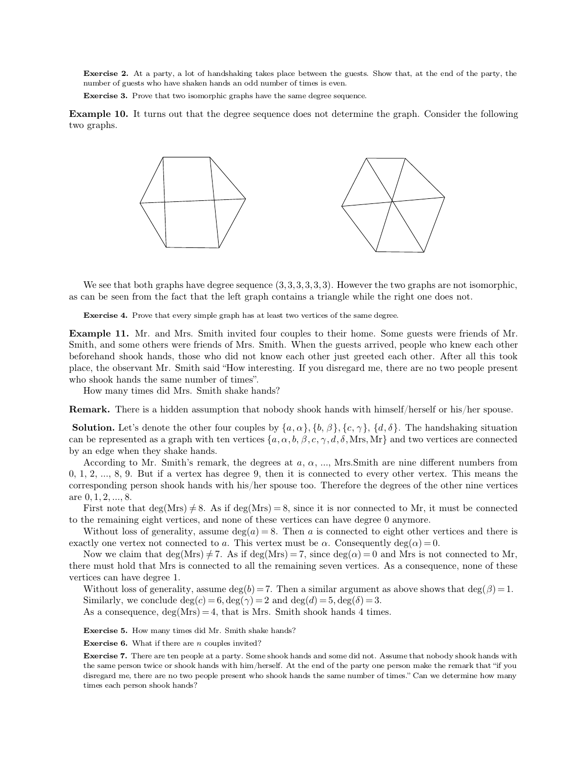**Exercise 2.** At a party, a lot of handshaking takes place between the guests. Show that, at the end of the party, the number of guests who have shaken hands an odd number of times is even.

**Exercise 3.** Prove that two isomorphic graphs have the same degree sequence.

**Example 10.** It turns out that the degree sequence does not determine the graph. Consider the following two graphs.

We see that both graphs have degree sequence $(3, 3, 3, 3, 3, 3)$. However the two graphs are not isomorphic, as can be seen from the fact that the left graph contains a triangle while the right one does not.

**Exercise 4.** Prove that every simple graph has at least two vertices of the same degree.

**Example 11.** Mr. and Mrs. Smith invited four couples to their home. Some guests were friends of Mr. Smith, and some others were friends of Mrs. Smith. When the guests arrived, people who knew each other beforehand shook hands, those who did not know each other just greeted each other. After all this took place, the observant Mr. Smith said "How interesting. If you disregard me, there are no two people present who shook hands the same number of times".

How many times did Mrs. Smith shake hands?

**Remark.** There is a hidden assumption that nobody shook hands with himself/herself or his/her spouse.

**Solution.** Let's denote the other four couples by $\{a, \alpha\}, \{b, \beta\}, \{c, \gamma\}, \{d, \delta\}$. The handshaking situation can be represented as a graph with ten vertices $\{a, \alpha, b, \beta, c, \gamma, d, \delta, \text{Mrs}, \text{Mr}\}$ and two vertices are connected by an edge when they shake hands.

According to Mr. Smith's remark, the degrees at $a$, $\alpha$, ..., Mrs.Smith are nine different numbers from 0, 1, 2, ..., 8, 9. But if a vertex has degree 9, then it is connected to every other vertex. This means the corresponding person shook hands with his/her spouse too. Therefore the degrees of the other nine vertices are $0, 1, 2, ..., 8$.

First note that $\deg(\text{Mrs}) \neq 8$. As if $\deg(\text{Mrs}) = 8$, since it is nor connected to Mr, it must be connected to the remaining eight vertices, and none of these vertices can have degree 0 anymore.

Without loss of generality, assume $\deg(a) = 8$. Then $a$ is connected to eight other vertices and there is exactly one vertex not connected to $a$. This vertex must be $\alpha$. Consequently $\deg(\alpha) = 0$.

Now we claim that $\deg(\text{Mrs}) \neq 7$. As if $\deg(\text{Mrs}) = 7$, since $\deg(\alpha) = 0$ and Mrs is not connected to Mr, there must hold that Mrs is connected to all the remaining seven vertices. As a consequence, none of these vertices can have degree 1.

Without loss of generality, assume $\deg(b) = 7$. Then a similar argument as above shows that $\deg(\beta) = 1$.
Similarly, we conclude $\deg(c) = 6, \deg(\gamma) = 2$ and $\deg(d) = 5, \deg(\delta) = 3$.
As a consequence, $\deg(\text{Mrs}) = 4$, that is Mrs. Smith shook hands 4 times.

**Exercise 5.** How many times did Mr. Smith shake hands?

**Exercise 6.** What if there are $n$ couples invited?

**Exercise 7.** There are ten people at a party. Some shook hands and some did not. Assume that nobody shook hands with the same person twice or shook hands with him/herself. At the end of the party one person make the remark that "if you disregard me, there are no two people present who shook hands the same number of times." Can we determine how many times each person shook hands?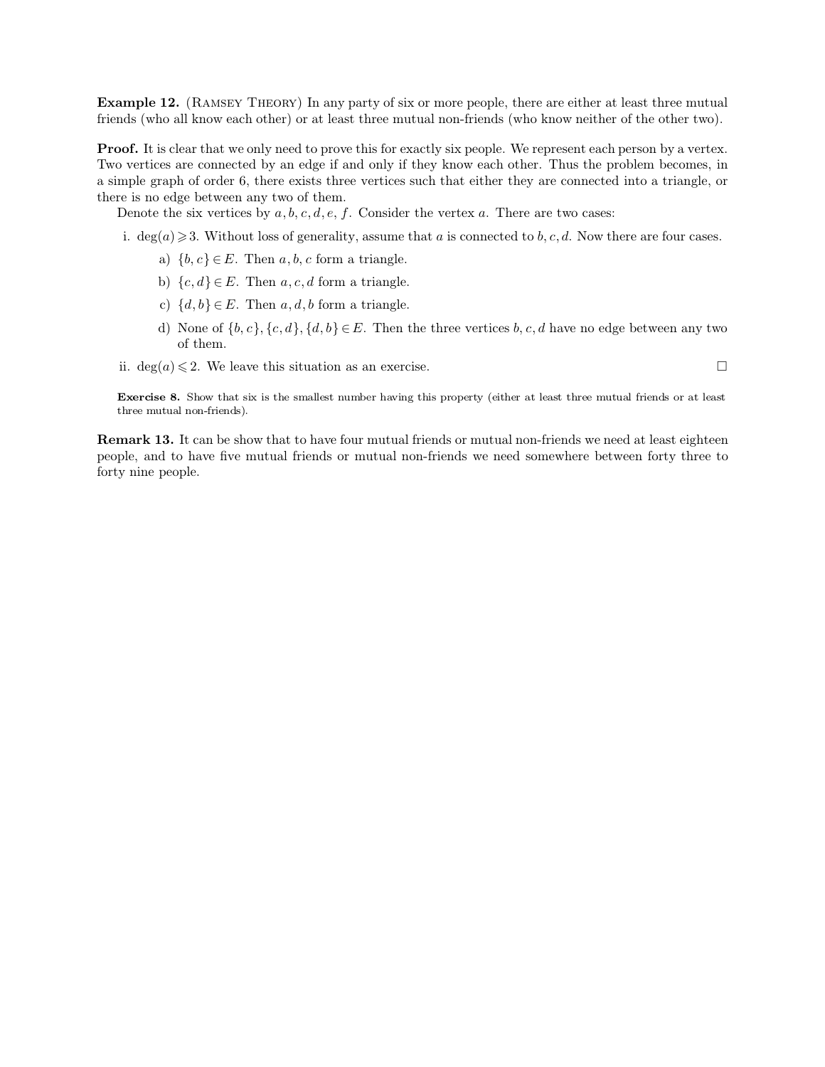**Example 12.** (Ramsey Theory) In any party of six or more people, there are either at least three mutual friends (who all know each other) or at least three mutual non-friends (who know neither of the other two).

**Proof.** It is clear that we only need to prove this for exactly six people. We represent each person by a vertex. Two vertices are connected by an edge if and only if they know each other. Thus the problem becomes, in a simple graph of order 6, there exists three vertices such that either they are connected into a triangle, or there is no edge between any two of them.

Denote the six vertices by $a, b, c, d, e, f$. Consider the vertex $a$. There are two cases:

i. $\deg(a) \geqslant 3$. Without loss of generality, assume that $a$ is connected to $b, c, d$. Now there are four cases.

   a) $\{b, c\} \in E$. Then $a, b, c$ form a triangle.

   b) $\{c, d\} \in E$. Then $a, c, d$ form a triangle.

   c) $\{d, b\} \in E$. Then $a, d, b$ form a triangle.

   d) None of $\{b, c\}, \{c, d\}, \{d, b\} \in E$. Then the three vertices $b, c, d$ have no edge between any two of them.

ii. $\deg(a) \leqslant 2$. We leave this situation as an exercise. □

**Exercise 8.** Show that six is the smallest number having this property (either at least three mutual friends or at least three mutual non-friends).

**Remark 13.** It can be show that to have four mutual friends or mutual non-friends we need at least eighteen people, and to have five mutual friends or mutual non-friends we need somewhere between forty three to forty nine people.